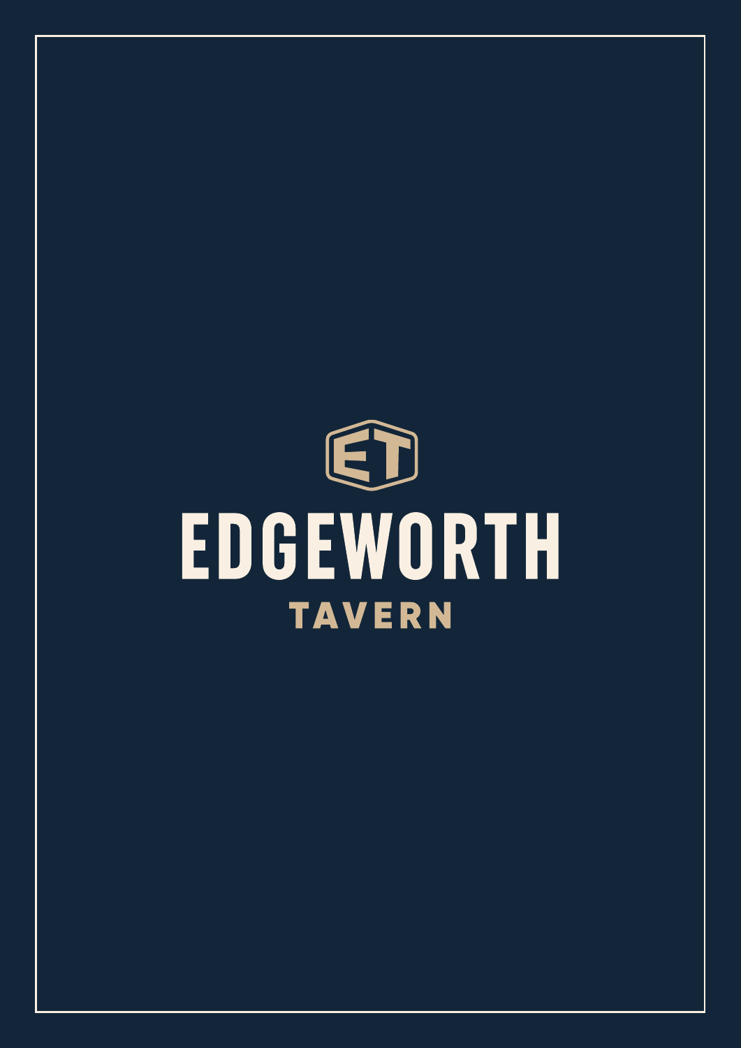# EDGEWORTH

## TAVERN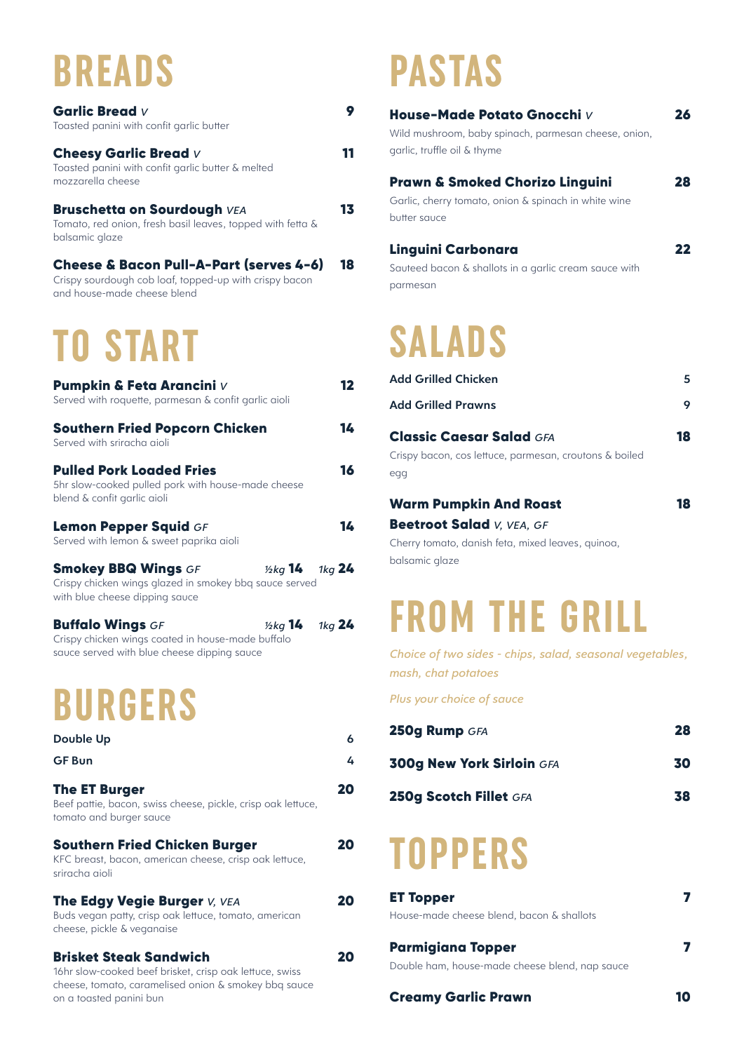# BREADS

**Garlic Bread** *V* — 9
Toasted panini with confit garlic butter

**Cheesy Garlic Bread** *V* — 11
Toasted panini with confit garlic butter & melted mozzarella cheese

**Bruschetta on Sourdough** *VEA* — 13
Tomato, red onion, fresh basil leaves, topped with fetta & balsamic glaze

**Cheese & Bacon Pull-A-Part (serves 4-6)** — 18
Crispy sourdough cob loaf, topped-up with crispy bacon and house-made cheese blend

# TO START

**Pumpkin & Feta Arancini** *V* — 12
Served with roquette, parmesan & confit garlic aioli

**Southern Fried Popcorn Chicken** — 14
Served with sriracha aioli

**Pulled Pork Loaded Fries** — 16
5hr slow-cooked pulled pork with house-made cheese blend & confit garlic aioli

**Lemon Pepper Squid** *GF* — 14
Served with lemon & sweet paprika aioli

**Smokey BBQ Wings** *GF* — *½kg* **14** *1kg* **24**
Crispy chicken wings glazed in smokey bbq sauce served with blue cheese dipping sauce

**Buffalo Wings** *GF* — *½kg* **14** *1kg* **24**
Crispy chicken wings coated in house-made buffalo sauce served with blue cheese dipping sauce

# BURGERS

Double Up — 6

GF Bun — 4

**The ET Burger** — 20
Beef pattie, bacon, swiss cheese, pickle, crisp oak lettuce, tomato and burger sauce

**Southern Fried Chicken Burger** — 20
KFC breast, bacon, american cheese, crisp oak lettuce, sriracha aioli

**The Edgy Vegie Burger** *V, VEA* — 20
Buds vegan patty, crisp oak lettuce, tomato, american cheese, pickle & veganaise

**Brisket Steak Sandwich** — 20
16hr slow-cooked beef brisket, crisp oak lettuce, swiss cheese, tomato, caramelised onion & smokey bbq sauce on a toasted panini bun

# PASTAS

**House-Made Potato Gnocchi** *V* — 26
Wild mushroom, baby spinach, parmesan cheese, onion, garlic, truffle oil & thyme

**Prawn & Smoked Chorizo Linguini** — 28
Garlic, cherry tomato, onion & spinach in white wine butter sauce

**Linguini Carbonara** — 22
Sauteed bacon & shallots in a garlic cream sauce with parmesan

# SALADS

Add Grilled Chicken — 5

Add Grilled Prawns — 9

**Classic Caesar Salad** *GFA* — 18
Crispy bacon, cos lettuce, parmesan, croutons & boiled egg

**Warm Pumpkin And Roast Beetroot Salad** *V, VEA, GF* — 18
Cherry tomato, danish feta, mixed leaves, quinoa, balsamic glaze

# FROM THE GRILL

*Choice of two sides - chips, salad, seasonal vegetables, mash, chat potatoes*

*Plus your choice of sauce*

**250g Rump** *GFA* — 28

**300g New York Sirloin** *GFA* — 30

**250g Scotch Fillet** *GFA* — 38

# TOPPERS

**ET Topper** — 7
House-made cheese blend, bacon & shallots

**Parmigiana Topper** — 7
Double ham, house-made cheese blend, nap sauce

**Creamy Garlic Prawn** — 10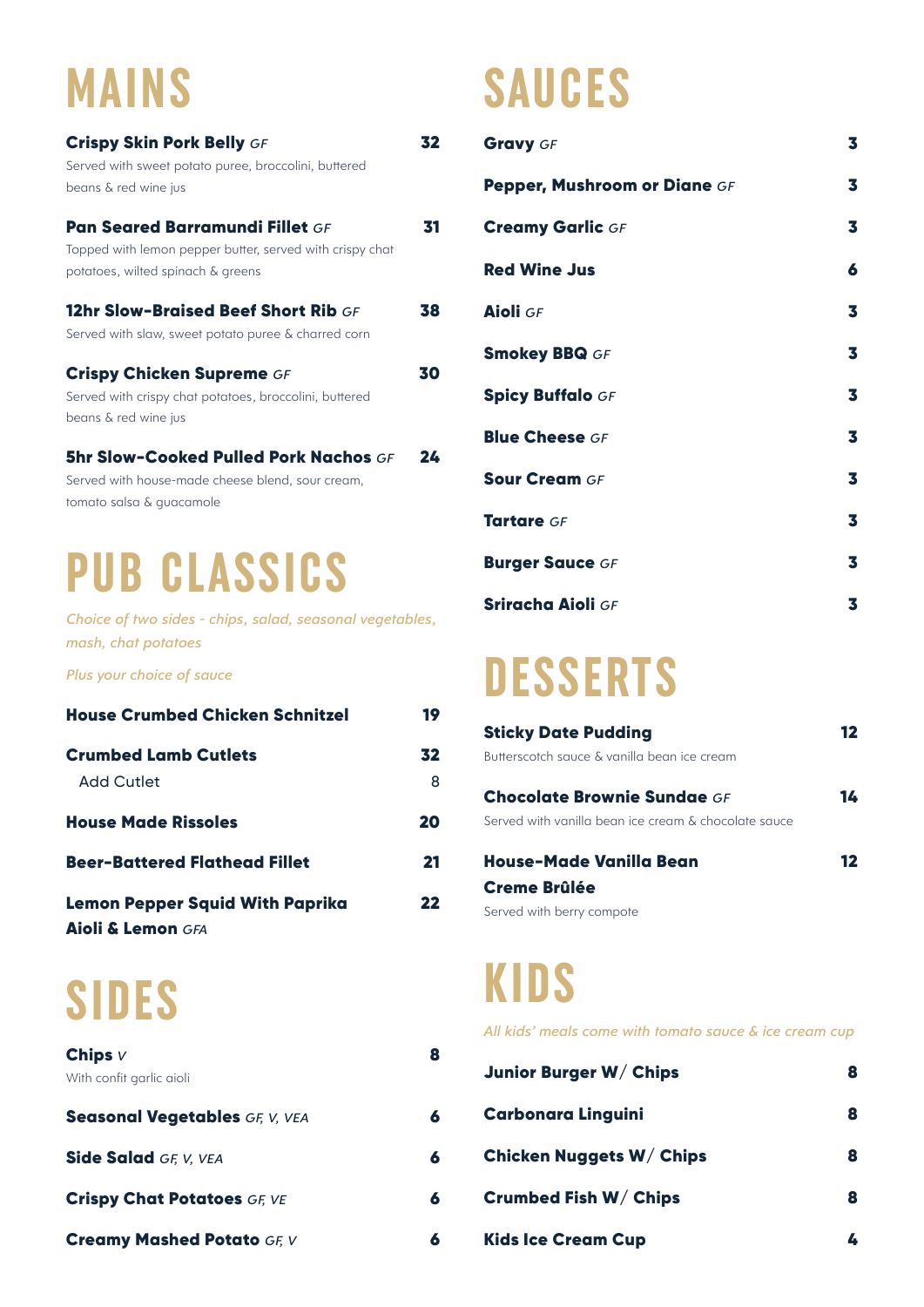# MAINS

**Crispy Skin Pork Belly** *GF* — **32**
Served with sweet potato puree, broccolini, buttered beans & red wine jus

**Pan Seared Barramundi Fillet** *GF* — **31**
Topped with lemon pepper butter, served with crispy chat potatoes, wilted spinach & greens

**12hr Slow-Braised Beef Short Rib** *GF* — **38**
Served with slaw, sweet potato puree & charred corn

**Crispy Chicken Supreme** *GF* — **30**
Served with crispy chat potatoes, broccolini, buttered beans & red wine jus

**5hr Slow-Cooked Pulled Pork Nachos** *GF* — **24**
Served with house-made cheese blend, sour cream, tomato salsa & guacamole

# PUB CLASSICS

*Choice of two sides - chips, salad, seasonal vegetables, mash, chat potatoes*

*Plus your choice of sauce*

| Item | Price |
|---|---|
| **House Crumbed Chicken Schnitzel** | **19** |
| **Crumbed Lamb Cutlets** | **32** |
| Add Cutlet | 8 |
| **House Made Rissoles** | **20** |
| **Beer-Battered Flathead Fillet** | **21** |
| **Lemon Pepper Squid With Paprika Aioli & Lemon** *GFA* | **22** |

# SIDES

**Chips** *V* — **8**
With confit garlic aioli

| Item | Price |
|---|---|
| **Seasonal Vegetables** *GF, V, VEA* | **6** |
| **Side Salad** *GF, V, VEA* | **6** |
| **Crispy Chat Potatoes** *GF, VE* | **6** |
| **Creamy Mashed Potato** *GF, V* | **6** |

# SAUCES

| Item | Price |
|---|---|
| **Gravy** *GF* | **3** |
| **Pepper, Mushroom or Diane** *GF* | **3** |
| **Creamy Garlic** *GF* | **3** |
| **Red Wine Jus** | **6** |
| **Aioli** *GF* | **3** |
| **Smokey BBQ** *GF* | **3** |
| **Spicy Buffalo** *GF* | **3** |
| **Blue Cheese** *GF* | **3** |
| **Sour Cream** *GF* | **3** |
| **Tartare** *GF* | **3** |
| **Burger Sauce** *GF* | **3** |
| **Sriracha Aioli** *GF* | **3** |

# DESSERTS

**Sticky Date Pudding** — **12**
Butterscotch sauce & vanilla bean ice cream

**Chocolate Brownie Sundae** *GF* — **14**
Served with vanilla bean ice cream & chocolate sauce

**House-Made Vanilla Bean Creme Brûlée** — **12**
Served with berry compote

# KIDS

*All kids' meals come with tomato sauce & ice cream cup*

| Item | Price |
|---|---|
| **Junior Burger W/ Chips** | **8** |
| **Carbonara Linguini** | **8** |
| **Chicken Nuggets W/ Chips** | **8** |
| **Crumbed Fish W/ Chips** | **8** |
| **Kids Ice Cream Cup** | **4** |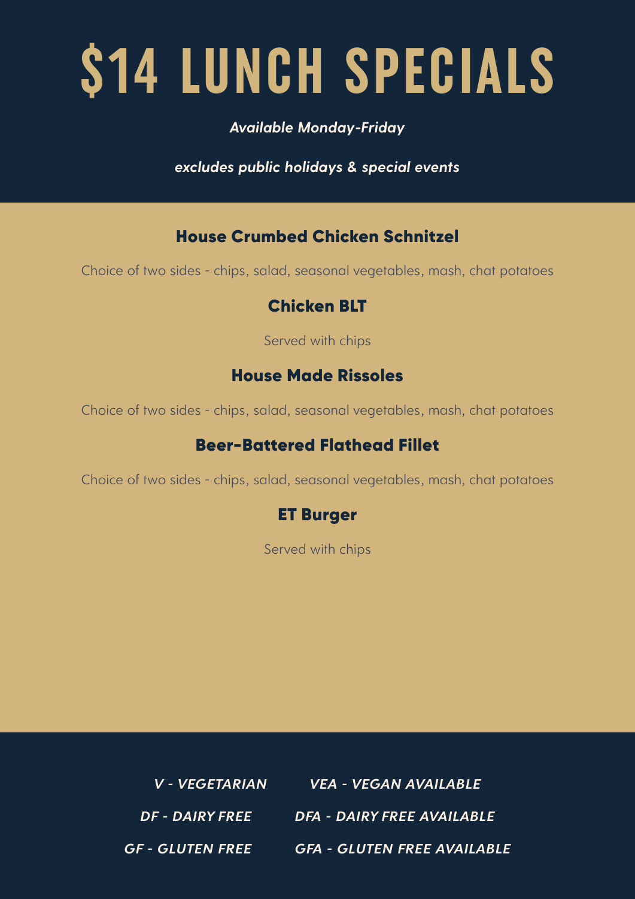# $14 LUNCH SPECIALS

*Available Monday-Friday*

*excludes public holidays & special events*

### House Crumbed Chicken Schnitzel

Choice of two sides - chips, salad, seasonal vegetables, mash, chat potatoes

### Chicken BLT

Served with chips

### House Made Rissoles

Choice of two sides - chips, salad, seasonal vegetables, mash, chat potatoes

### Beer-Battered Flathead Fillet

Choice of two sides - chips, salad, seasonal vegetables, mash, chat potatoes

### ET Burger

Served with chips

*V - VEGETARIAN*

*VEA - VEGAN AVAILABLE*

*DF - DAIRY FREE*

*DFA - DAIRY FREE AVAILABLE*

*GF - GLUTEN FREE*

*GFA - GLUTEN FREE AVAILABLE*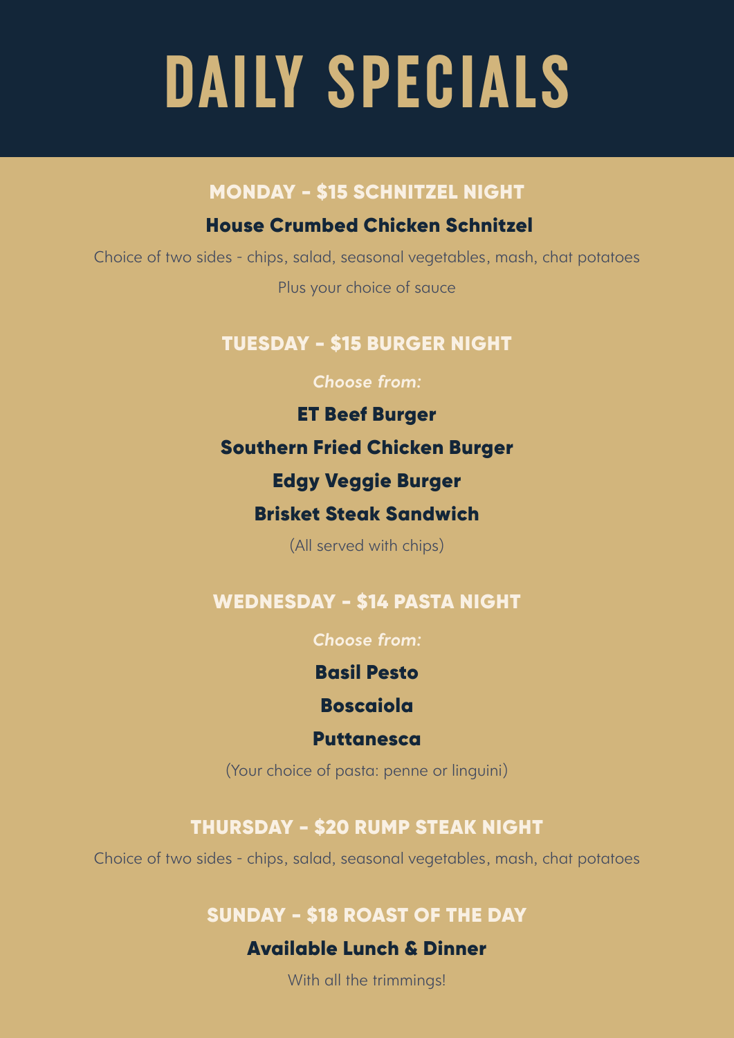# DAILY SPECIALS

## MONDAY - $15 SCHNITZEL NIGHT

**House Crumbed Chicken Schnitzel**

Choice of two sides - chips, salad, seasonal vegetables, mash, chat potatoes

Plus your choice of sauce

## TUESDAY - $15 BURGER NIGHT

*Choose from:*

**ET Beef Burger**

**Southern Fried Chicken Burger**

**Edgy Veggie Burger**

**Brisket Steak Sandwich**

(All served with chips)

## WEDNESDAY - $14 PASTA NIGHT

*Choose from:*

**Basil Pesto**

**Boscaiola**

**Puttanesca**

(Your choice of pasta: penne or linguini)

## THURSDAY - $20 RUMP STEAK NIGHT

Choice of two sides - chips, salad, seasonal vegetables, mash, chat potatoes

## SUNDAY - $18 ROAST OF THE DAY

**Available Lunch & Dinner**

With all the trimmings!